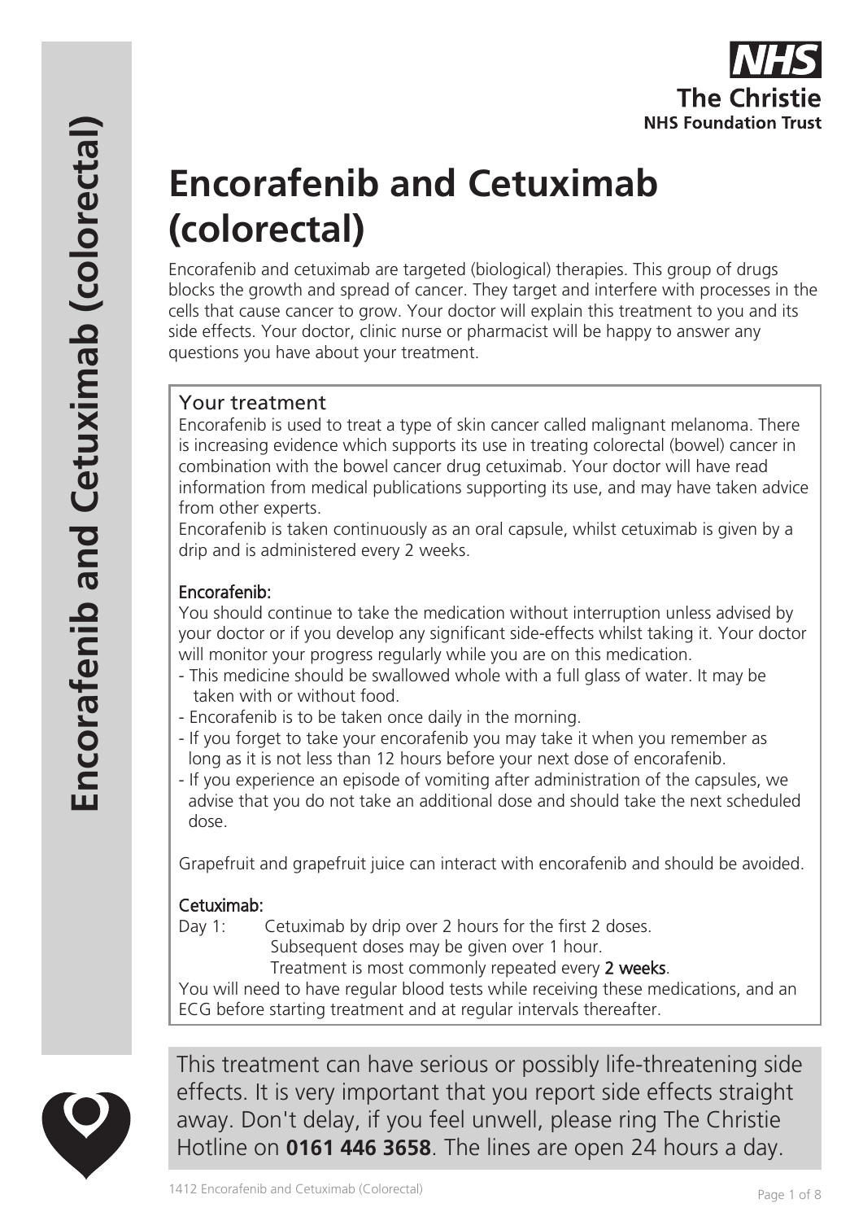# Encorafenib and Cetuximab (colorectal)

Encorafenib and cetuximab are targeted (biological) therapies. This group of drugs blocks the growth and spread of cancer. They target and interfere with processes in the cells that cause cancer to grow. Your doctor will explain this treatment to you and its side effects. Your doctor, clinic nurse or pharmacist will be happy to answer any questions you have about your treatment.

## Your treatment

Encorafenib is used to treat a type of skin cancer called malignant melanoma. There is increasing evidence which supports its use in treating colorectal (bowel) cancer in combination with the bowel cancer drug cetuximab. Your doctor will have read information from medical publications supporting its use, and may have taken advice from other experts.

Encorafenib is taken continuously as an oral capsule, whilst cetuximab is given by a drip and is administered every 2 weeks.

### Encorafenib:

You should continue to take the medication without interruption unless advised by your doctor or if you develop any significant side-effects whilst taking it. Your doctor will monitor your progress regularly while you are on this medication.

- This medicine should be swallowed whole with a full glass of water. It may be taken with or without food.
- Encorafenib is to be taken once daily in the morning.
- If you forget to take your encorafenib you may take it when you remember as long as it is not less than 12 hours before your next dose of encorafenib.
- If you experience an episode of vomiting after administration of the capsules, we advise that you do not take an additional dose and should take the next scheduled dose.

Grapefruit and grapefruit juice can interact with encorafenib and should be avoided.

### Cetuximab:

Day 1: Cetuximab by drip over 2 hours for the first 2 doses.
Subsequent doses may be given over 1 hour.
Treatment is most commonly repeated every **2 weeks**.

You will need to have regular blood tests while receiving these medications, and an ECG before starting treatment and at regular intervals thereafter.

This treatment can have serious or possibly life-threatening side effects. It is very important that you report side effects straight away. Don't delay, if you feel unwell, please ring The Christie Hotline on **0161 446 3658**. The lines are open 24 hours a day.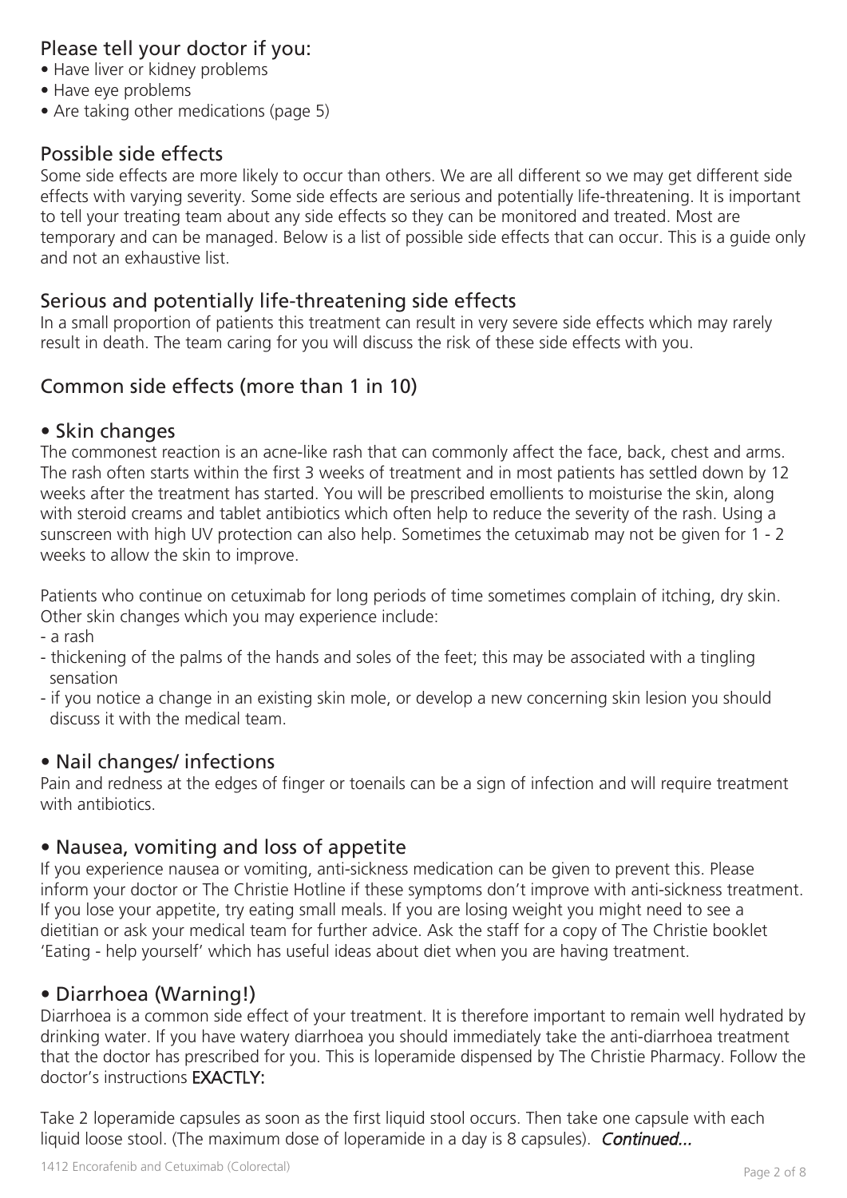## Please tell your doctor if you:

- Have liver or kidney problems
- Have eye problems
- Are taking other medications (page 5)

## Possible side effects

Some side effects are more likely to occur than others. We are all different so we may get different side effects with varying severity. Some side effects are serious and potentially life-threatening. It is important to tell your treating team about any side effects so they can be monitored and treated. Most are temporary and can be managed. Below is a list of possible side effects that can occur. This is a guide only and not an exhaustive list.

## Serious and potentially life-threatening side effects

In a small proportion of patients this treatment can result in very severe side effects which may rarely result in death. The team caring for you will discuss the risk of these side effects with you.

## Common side effects (more than 1 in 10)

### • Skin changes

The commonest reaction is an acne-like rash that can commonly affect the face, back, chest and arms. The rash often starts within the first 3 weeks of treatment and in most patients has settled down by 12 weeks after the treatment has started. You will be prescribed emollients to moisturise the skin, along with steroid creams and tablet antibiotics which often help to reduce the severity of the rash. Using a sunscreen with high UV protection can also help. Sometimes the cetuximab may not be given for 1 - 2 weeks to allow the skin to improve.

Patients who continue on cetuximab for long periods of time sometimes complain of itching, dry skin. Other skin changes which you may experience include:

- a rash
- thickening of the palms of the hands and soles of the feet; this may be associated with a tingling sensation
- if you notice a change in an existing skin mole, or develop a new concerning skin lesion you should discuss it with the medical team.

### • Nail changes/ infections

Pain and redness at the edges of finger or toenails can be a sign of infection and will require treatment with antibiotics.

### • Nausea, vomiting and loss of appetite

If you experience nausea or vomiting, anti-sickness medication can be given to prevent this. Please inform your doctor or The Christie Hotline if these symptoms don't improve with anti-sickness treatment. If you lose your appetite, try eating small meals. If you are losing weight you might need to see a dietitian or ask your medical team for further advice. Ask the staff for a copy of The Christie booklet 'Eating - help yourself' which has useful ideas about diet when you are having treatment.

### • Diarrhoea (Warning!)

Diarrhoea is a common side effect of your treatment. It is therefore important to remain well hydrated by drinking water. If you have watery diarrhoea you should immediately take the anti-diarrhoea treatment that the doctor has prescribed for you. This is loperamide dispensed by The Christie Pharmacy. Follow the doctor's instructions **EXACTLY:**

Take 2 loperamide capsules as soon as the first liquid stool occurs. Then take one capsule with each liquid loose stool. (The maximum dose of loperamide in a day is 8 capsules). ***Continued...***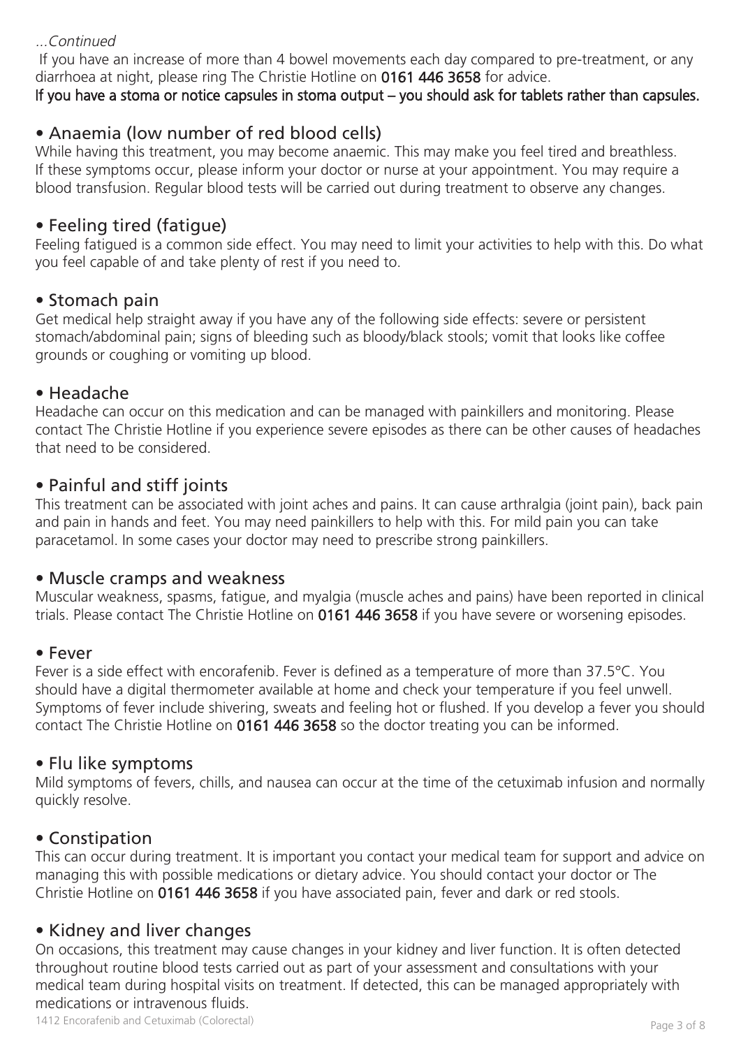*...Continued*

If you have an increase of more than 4 bowel movements each day compared to pre-treatment, or any diarrhoea at night, please ring The Christie Hotline on **0161 446 3658** for advice.

**If you have a stoma or notice capsules in stoma output – you should ask for tablets rather than capsules.**

## • Anaemia (low number of red blood cells)

While having this treatment, you may become anaemic. This may make you feel tired and breathless. If these symptoms occur, please inform your doctor or nurse at your appointment. You may require a blood transfusion. Regular blood tests will be carried out during treatment to observe any changes.

## • Feeling tired (fatigue)

Feeling fatigued is a common side effect. You may need to limit your activities to help with this. Do what you feel capable of and take plenty of rest if you need to.

## • Stomach pain

Get medical help straight away if you have any of the following side effects: severe or persistent stomach/abdominal pain; signs of bleeding such as bloody/black stools; vomit that looks like coffee grounds or coughing or vomiting up blood.

## • Headache

Headache can occur on this medication and can be managed with painkillers and monitoring. Please contact The Christie Hotline if you experience severe episodes as there can be other causes of headaches that need to be considered.

## • Painful and stiff joints

This treatment can be associated with joint aches and pains. It can cause arthralgia (joint pain), back pain and pain in hands and feet. You may need painkillers to help with this. For mild pain you can take paracetamol. In some cases your doctor may need to prescribe strong painkillers.

## • Muscle cramps and weakness

Muscular weakness, spasms, fatigue, and myalgia (muscle aches and pains) have been reported in clinical trials. Please contact The Christie Hotline on **0161 446 3658** if you have severe or worsening episodes.

## • Fever

Fever is a side effect with encorafenib. Fever is defined as a temperature of more than 37.5°C. You should have a digital thermometer available at home and check your temperature if you feel unwell. Symptoms of fever include shivering, sweats and feeling hot or flushed. If you develop a fever you should contact The Christie Hotline on **0161 446 3658** so the doctor treating you can be informed.

## • Flu like symptoms

Mild symptoms of fevers, chills, and nausea can occur at the time of the cetuximab infusion and normally quickly resolve.

## • Constipation

This can occur during treatment. It is important you contact your medical team for support and advice on managing this with possible medications or dietary advice. You should contact your doctor or The Christie Hotline on **0161 446 3658** if you have associated pain, fever and dark or red stools.

## • Kidney and liver changes

On occasions, this treatment may cause changes in your kidney and liver function. It is often detected throughout routine blood tests carried out as part of your assessment and consultations with your medical team during hospital visits on treatment. If detected, this can be managed appropriately with medications or intravenous fluids.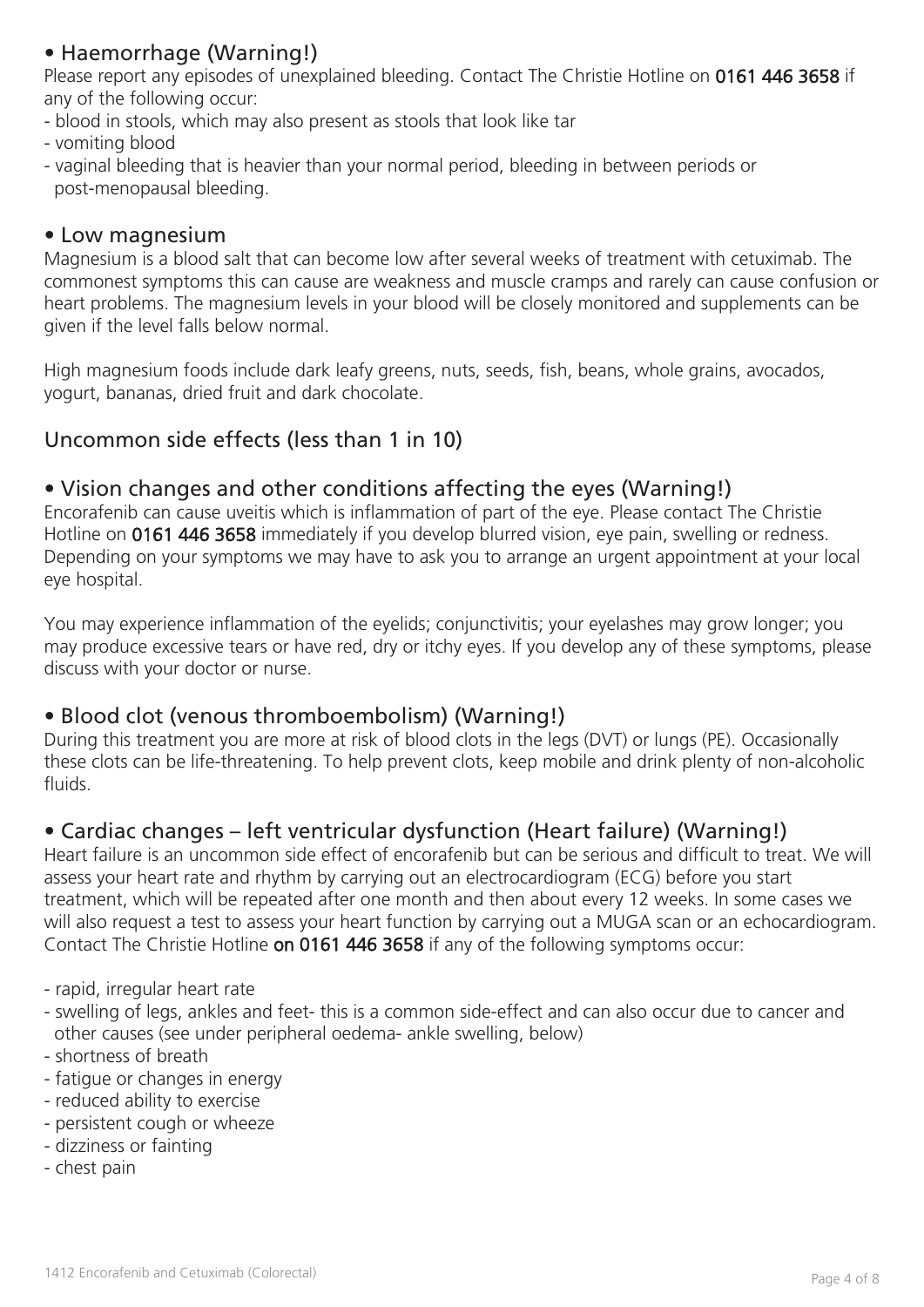### • Haemorrhage (Warning!)

Please report any episodes of unexplained bleeding. Contact The Christie Hotline on **0161 446 3658** if any of the following occur:

- blood in stools, which may also present as stools that look like tar
- vomiting blood
- vaginal bleeding that is heavier than your normal period, bleeding in between periods or post-menopausal bleeding.

### • Low magnesium

Magnesium is a blood salt that can become low after several weeks of treatment with cetuximab. The commonest symptoms this can cause are weakness and muscle cramps and rarely can cause confusion or heart problems. The magnesium levels in your blood will be closely monitored and supplements can be given if the level falls below normal.

High magnesium foods include dark leafy greens, nuts, seeds, fish, beans, whole grains, avocados, yogurt, bananas, dried fruit and dark chocolate.

## Uncommon side effects (less than 1 in 10)

### • Vision changes and other conditions affecting the eyes (Warning!)

Encorafenib can cause uveitis which is inflammation of part of the eye. Please contact The Christie Hotline on **0161 446 3658** immediately if you develop blurred vision, eye pain, swelling or redness. Depending on your symptoms we may have to ask you to arrange an urgent appointment at your local eye hospital.

You may experience inflammation of the eyelids; conjunctivitis; your eyelashes may grow longer; you may produce excessive tears or have red, dry or itchy eyes. If you develop any of these symptoms, please discuss with your doctor or nurse.

### • Blood clot (venous thromboembolism) (Warning!)

During this treatment you are more at risk of blood clots in the legs (DVT) or lungs (PE). Occasionally these clots can be life-threatening. To help prevent clots, keep mobile and drink plenty of non-alcoholic fluids.

### • Cardiac changes – left ventricular dysfunction (Heart failure) (Warning!)

Heart failure is an uncommon side effect of encorafenib but can be serious and difficult to treat. We will assess your heart rate and rhythm by carrying out an electrocardiogram (ECG) before you start treatment, which will be repeated after one month and then about every 12 weeks. In some cases we will also request a test to assess your heart function by carrying out a MUGA scan or an echocardiogram. Contact The Christie Hotline **on 0161 446 3658** if any of the following symptoms occur:

- rapid, irregular heart rate
- swelling of legs, ankles and feet- this is a common side-effect and can also occur due to cancer and other causes (see under peripheral oedema- ankle swelling, below)
- shortness of breath
- fatigue or changes in energy
- reduced ability to exercise
- persistent cough or wheeze
- dizziness or fainting
- chest pain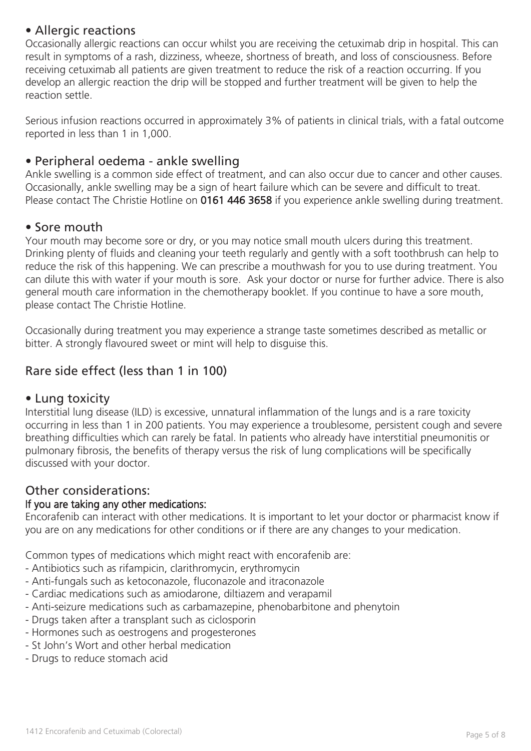## • Allergic reactions

Occasionally allergic reactions can occur whilst you are receiving the cetuximab drip in hospital. This can result in symptoms of a rash, dizziness, wheeze, shortness of breath, and loss of consciousness. Before receiving cetuximab all patients are given treatment to reduce the risk of a reaction occurring. If you develop an allergic reaction the drip will be stopped and further treatment will be given to help the reaction settle.

Serious infusion reactions occurred in approximately 3% of patients in clinical trials, with a fatal outcome reported in less than 1 in 1,000.

## • Peripheral oedema - ankle swelling

Ankle swelling is a common side effect of treatment, and can also occur due to cancer and other causes. Occasionally, ankle swelling may be a sign of heart failure which can be severe and difficult to treat. Please contact The Christie Hotline on **0161 446 3658** if you experience ankle swelling during treatment.

## • Sore mouth

Your mouth may become sore or dry, or you may notice small mouth ulcers during this treatment. Drinking plenty of fluids and cleaning your teeth regularly and gently with a soft toothbrush can help to reduce the risk of this happening. We can prescribe a mouthwash for you to use during treatment. You can dilute this with water if your mouth is sore. Ask your doctor or nurse for further advice. There is also general mouth care information in the chemotherapy booklet. If you continue to have a sore mouth, please contact The Christie Hotline.

Occasionally during treatment you may experience a strange taste sometimes described as metallic or bitter. A strongly flavoured sweet or mint will help to disguise this.

# Rare side effect (less than 1 in 100)

## • Lung toxicity

Interstitial lung disease (ILD) is excessive, unnatural inflammation of the lungs and is a rare toxicity occurring in less than 1 in 200 patients. You may experience a troublesome, persistent cough and severe breathing difficulties which can rarely be fatal. In patients who already have interstitial pneumonitis or pulmonary fibrosis, the benefits of therapy versus the risk of lung complications will be specifically discussed with your doctor.

# Other considerations:

### If you are taking any other medications:

Encorafenib can interact with other medications. It is important to let your doctor or pharmacist know if you are on any medications for other conditions or if there are any changes to your medication.

Common types of medications which might react with encorafenib are:

- Antibiotics such as rifampicin, clarithromycin, erythromycin
- Anti-fungals such as ketoconazole, fluconazole and itraconazole
- Cardiac medications such as amiodarone, diltiazem and verapamil
- Anti-seizure medications such as carbamazepine, phenobarbitone and phenytoin
- Drugs taken after a transplant such as ciclosporin
- Hormones such as oestrogens and progesterones
- St John's Wort and other herbal medication
- Drugs to reduce stomach acid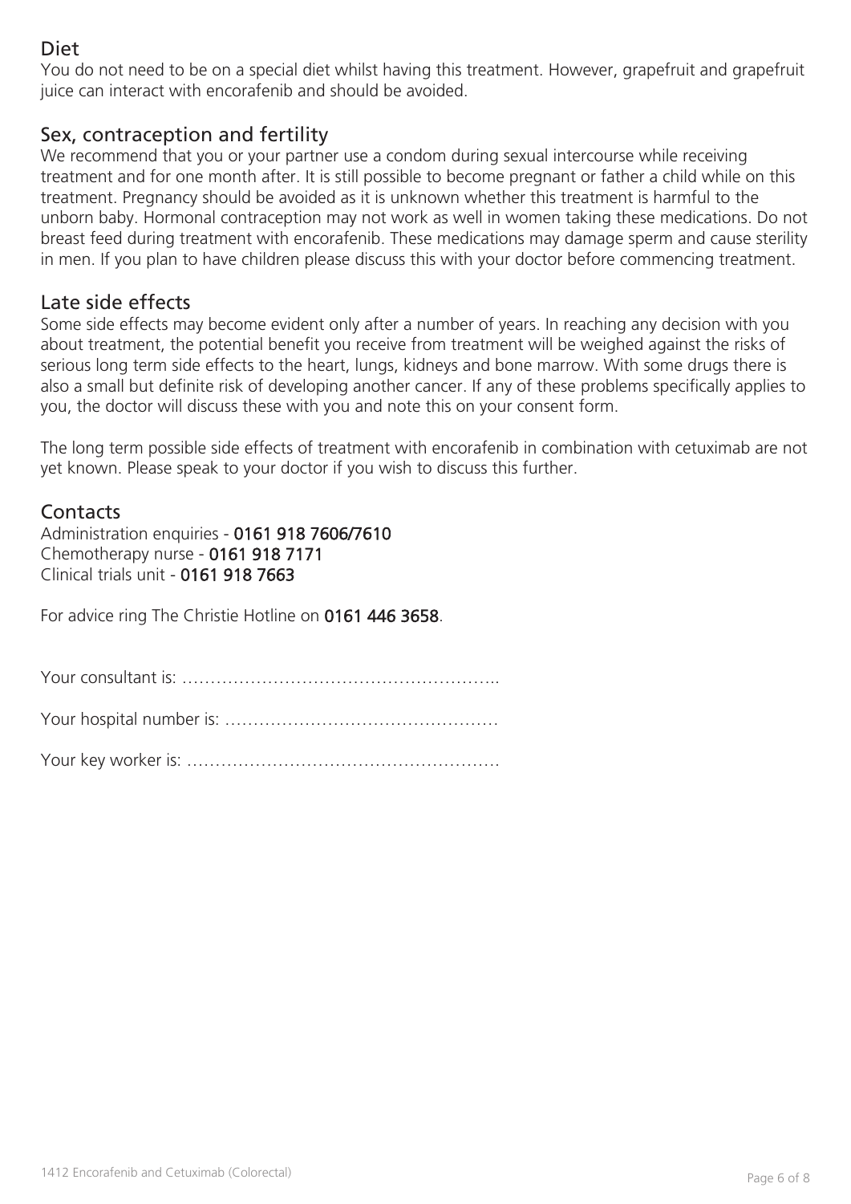## Diet

You do not need to be on a special diet whilst having this treatment. However, grapefruit and grapefruit juice can interact with encorafenib and should be avoided.

## Sex, contraception and fertility

We recommend that you or your partner use a condom during sexual intercourse while receiving treatment and for one month after. It is still possible to become pregnant or father a child while on this treatment. Pregnancy should be avoided as it is unknown whether this treatment is harmful to the unborn baby. Hormonal contraception may not work as well in women taking these medications. Do not breast feed during treatment with encorafenib. These medications may damage sperm and cause sterility in men. If you plan to have children please discuss this with your doctor before commencing treatment.

## Late side effects

Some side effects may become evident only after a number of years. In reaching any decision with you about treatment, the potential benefit you receive from treatment will be weighed against the risks of serious long term side effects to the heart, lungs, kidneys and bone marrow. With some drugs there is also a small but definite risk of developing another cancer. If any of these problems specifically applies to you, the doctor will discuss these with you and note this on your consent form.

The long term possible side effects of treatment with encorafenib in combination with cetuximab are not yet known. Please speak to your doctor if you wish to discuss this further.

## Contacts

Administration enquiries - **0161 918 7606/7610**
Chemotherapy nurse - **0161 918 7171**
Clinical trials unit - **0161 918 7663**

For advice ring The Christie Hotline on **0161 446 3658**.

Your consultant is: ………………………………………………..

Your hospital number is: …………………………………………

Your key worker is: ……………………………………………….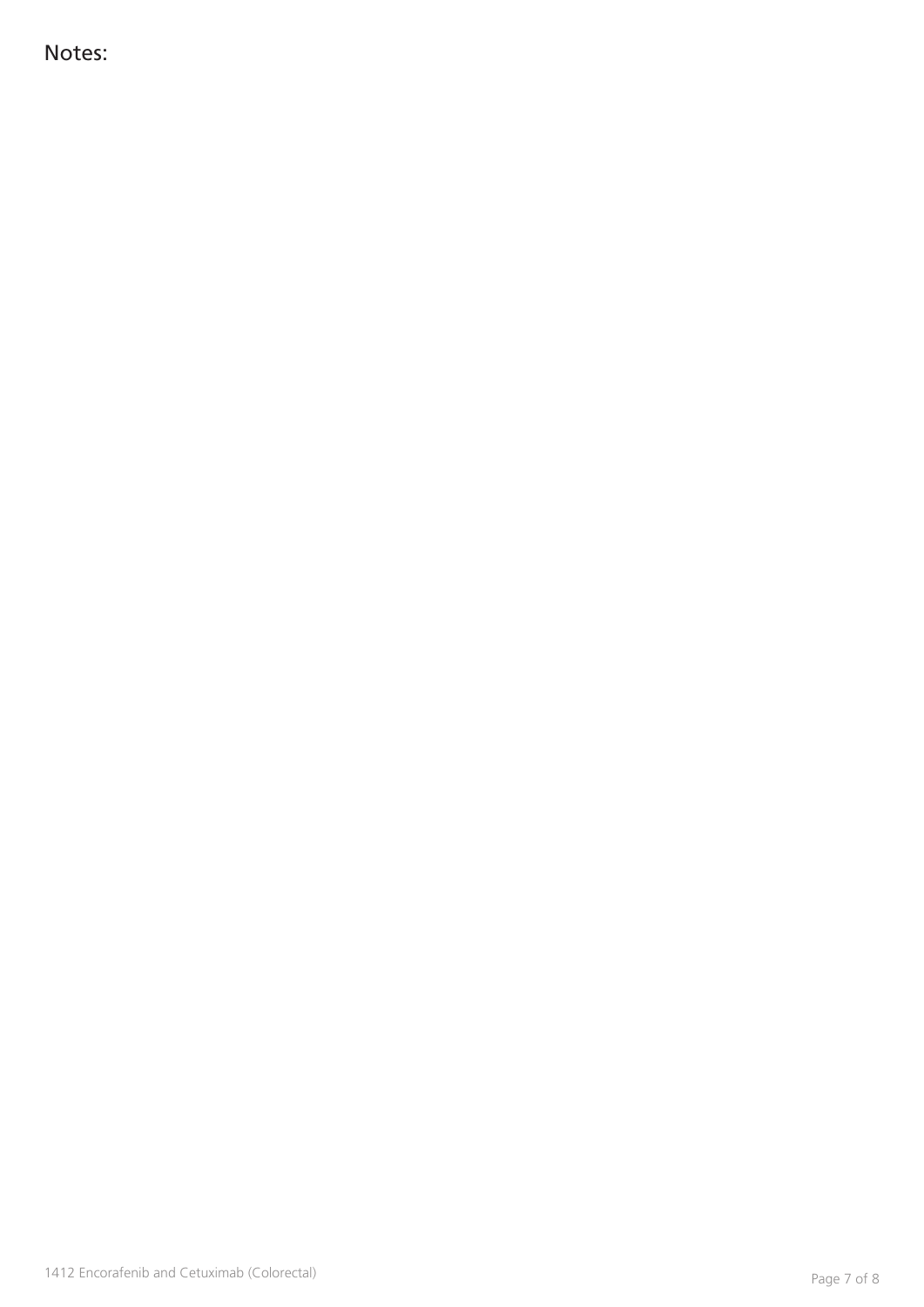Notes: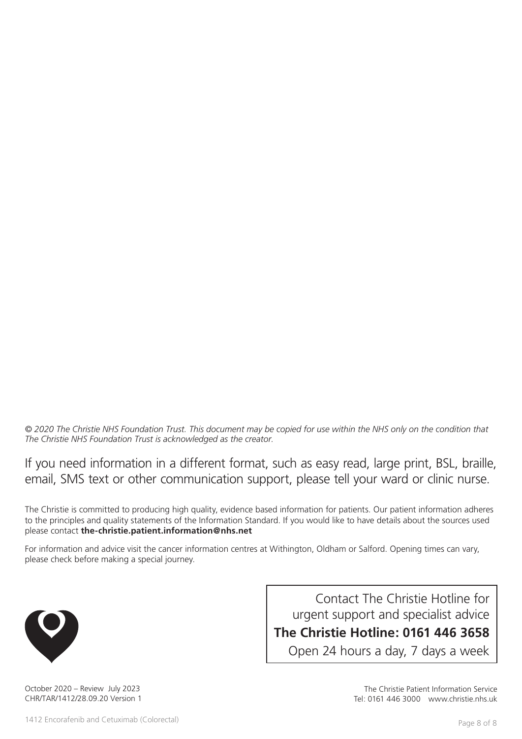*© 2020 The Christie NHS Foundation Trust. This document may be copied for use within the NHS only on the condition that The Christie NHS Foundation Trust is acknowledged as the creator.*

If you need information in a different format, such as easy read, large print, BSL, braille, email, SMS text or other communication support, please tell your ward or clinic nurse.

The Christie is committed to producing high quality, evidence based information for patients. Our patient information adheres to the principles and quality statements of the Information Standard. If you would like to have details about the sources used please contact **the-christie.patient.information@nhs.net**

For information and advice visit the cancer information centres at Withington, Oldham or Salford. Opening times can vary, please check before making a special journey.

Contact The Christie Hotline for urgent support and specialist advice

**The Christie Hotline: 0161 446 3658**

Open 24 hours a day, 7 days a week

October 2020 – Review July 2023
CHR/TAR/1412/28.09.20 Version 1

The Christie Patient Information Service
Tel: 0161 446 3000 www.christie.nhs.uk